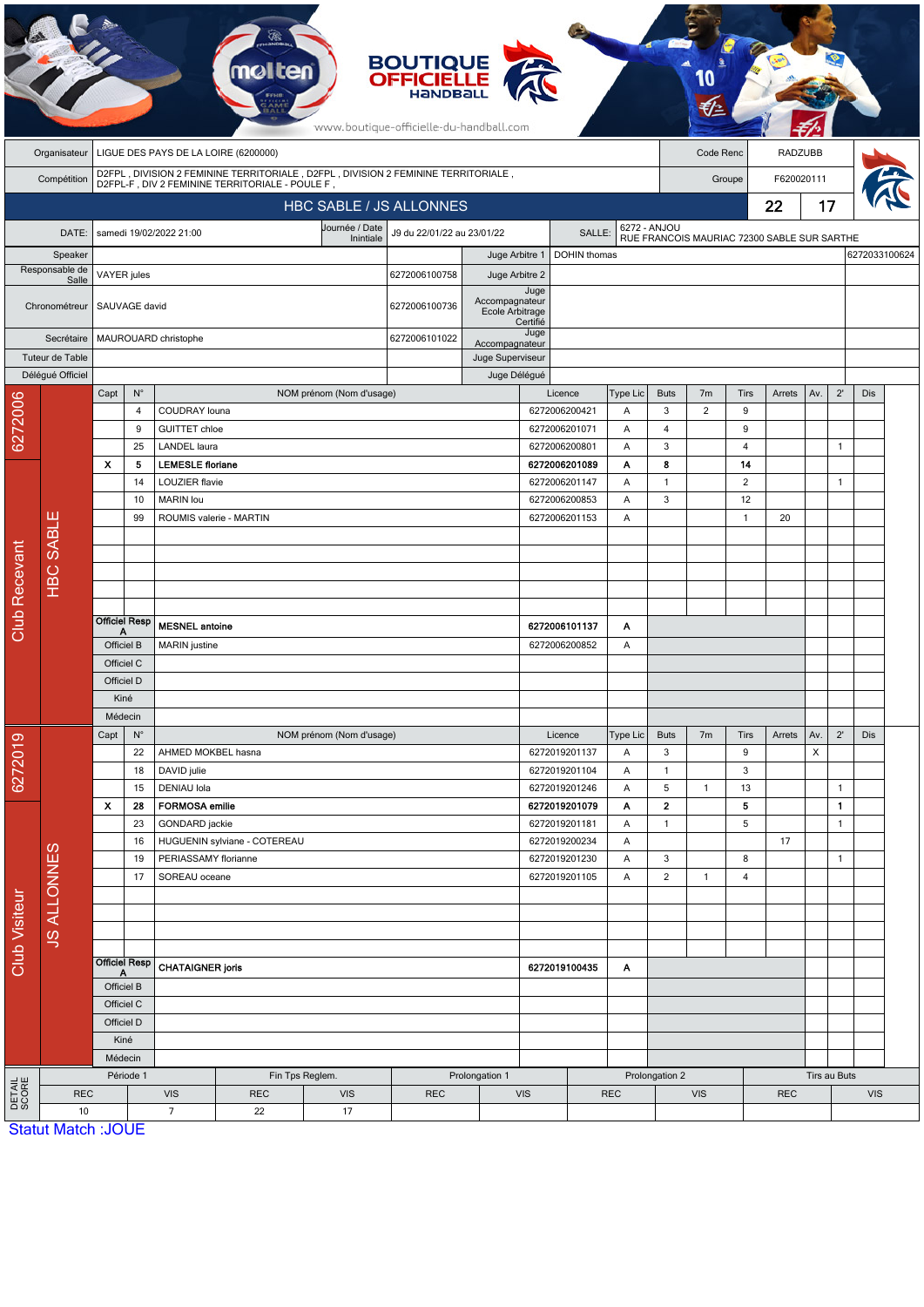BOUTIQUE OFFICIELLE HANDBALL

www.boutique-officielle-du-handball.com

| | | | |
|---|---|---|---|
| Organisateur | LIGUE DES PAYS DE LA LOIRE (6200000) | Code Renc | RADZUBB |
| Compétition | D2FPL , DIVISION 2 FEMININE TERRITORIALE , D2FPL , DIVISION 2 FEMININE TERRITORIALE , D2FPL-F , DIV 2 FEMININE TERRITORIALE - POULE F , | Groupe | F620020111 |

## HBC SABLE / JS ALLONNES — 22 / 17

| | | | | | |
|---|---|---|---|---|---|
| DATE: | samedi 19/02/2022 21:00 | Journée / Date Initiale | J9 du 22/01/22 au 23/01/22 | SALLE: | 6272 - ANJOU RUE FRANCOIS MAURIAC 72300 SABLE SUR SARTHE |

| | | | | | |
|---|---|---|---|---|---|
| Speaker | | | Juge Arbitre 1 | DOHIN thomas | 6272033100624 |
| Responsable de Salle | VAYER jules | 6272006100758 | Juge Arbitre 2 | | |
| Chronométreur | SAUVAGE david | 6272006100736 | Juge Accompagnateur Ecole Arbitrage Certifié | | |
| Secrétaire | MAUROUARD christophe | 6272006101022 | Juge Accompagnateur | | |
| Tuteur de Table | | | Juge Superviseur | | |
| Délégué Officiel | | | Juge Délégué | | |

### Club Recevant — 6272006 — HBC SABLE

| Capt | N° | NOM prénom (Nom d'usage) | Licence | Type Lic | Buts | 7m | Tirs | Arrets | Av. | 2' | Dis |
|---|---|---|---|---|---|---|---|---|---|---|---|
| | 4 | COUDRAY louna | 6272006200421 | A | 3 | 2 | 9 | | | | |
| | 9 | GUITTET chloe | 6272006201071 | A | 4 | | 9 | | | | |
| | 25 | LANDEL laura | 6272006200801 | A | 3 | | 4 | | | 1 | |
| X | 5 | **LEMESLE floriane** | **6272006201089** | **A** | **8** | | **14** | | | | |
| | 14 | LOUZIER flavie | 6272006201147 | A | 1 | | 2 | | | 1 | |
| | 10 | MARIN lou | 6272006200853 | A | 3 | | 12 | | | | |
| | 99 | ROUMIS valerie - MARTIN | 6272006201153 | A | | | 1 | 20 | | | |
| Officiel Resp A | | **MESNEL antoine** | **6272006101137** | **A** | | | | | | | |
| Officiel B | | MARIN justine | 6272006200852 | A | | | | | | | |
| Officiel C | | | | | | | | | | | |
| Officiel D | | | | | | | | | | | |
| Kiné | | | | | | | | | | | |
| Médecin | | | | | | | | | | | |

### Club Visiteur — 6272019 — JS ALLONNES

| Capt | N° | NOM prénom (Nom d'usage) | Licence | Type Lic | Buts | 7m | Tirs | Arrets | Av. | 2' | Dis |
|---|---|---|---|---|---|---|---|---|---|---|---|
| | 22 | AHMED MOKBEL hasna | 6272019201137 | A | 3 | | 9 | | X | | |
| | 18 | DAVID julie | 6272019201104 | A | 1 | | 3 | | | | |
| | 15 | DENIAU lola | 6272019201246 | A | 5 | 1 | 13 | | | 1 | |
| X | 28 | **FORMOSA emilie** | **6272019201079** | **A** | **2** | | **5** | | | **1** | |
| | 23 | GONDARD jackie | 6272019201181 | A | 1 | | 5 | | | 1 | |
| | 16 | HUGUENIN sylviane - COTEREAU | 6272019200234 | A | | | | 17 | | | |
| | 19 | PERIASSAMY florianne | 6272019201230 | A | 3 | | 8 | | | 1 | |
| | 17 | SOREAU oceane | 6272019201105 | A | 2 | 1 | 4 | | | | |
| Officiel Resp A | | **CHATAIGNER joris** | **6272019100435** | **A** | | | | | | | |
| Officiel B | | | | | | | | | | | |
| Officiel C | | | | | | | | | | | |
| Officiel D | | | | | | | | | | | |
| Kiné | | | | | | | | | | | |
| Médecin | | | | | | | | | | | |

### DETAIL SCORE

| Période 1 | | Fin Tps Reglem. | | Prolongation 1 | | Prolongation 2 | | Tirs au Buts | |
|---|---|---|---|---|---|---|---|---|---|
| REC | VIS | REC | VIS | REC | VIS | REC | VIS | REC | VIS |
| 10 | 7 | 22 | 17 | | | | | | |

Statut Match :JOUE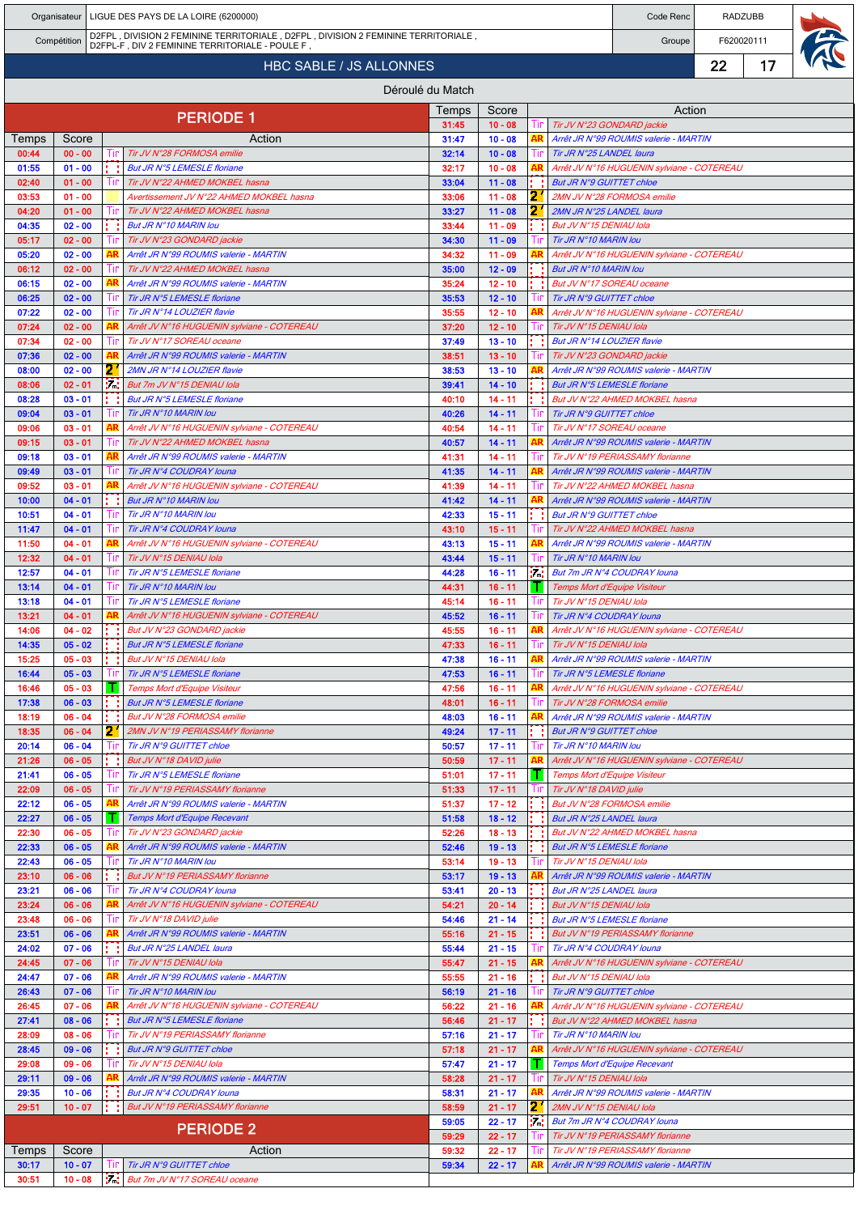| Organisateur | LIGUE DES PAYS DE LA LOIRE (6200000) | Code Renc | RADZUBB |
|---|---|---|---|
| Compétition | D2FPL , DIVISION 2 FEMININE TERRITORIALE , D2FPL , DIVISION 2 FEMININE TERRITORIALE , D2FPL-F , DIV 2 FEMININE TERRITORIALE - POULE F , | Groupe | F620020111 |

## HBC SABLE / JS ALLONNES — 22 - 17

### Déroulé du Match

## PERIODE 1

| Temps | Score | | Action |
|---|---|---|---|
| 00:44 | 00 - 00 | Tir | Tir JV N°28 FORMOSA emilie |
| 01:55 | 01 - 00 | But | But JR N°5 LEMESLE floriane |
| 02:40 | 01 - 00 | Tir | Tir JV N°22 AHMED MOKBEL hasna |
| 03:53 | 01 - 00 | | Avertissement JV N°22 AHMED MOKBEL hasna |
| 04:20 | 01 - 00 | Tir | Tir JV N°22 AHMED MOKBEL hasna |
| 04:35 | 02 - 00 | But | But JR N°10 MARIN lou |
| 05:17 | 02 - 00 | Tir | Tir JV N°23 GONDARD jackie |
| 05:20 | 02 - 00 | AR | Arrêt JR N°99 ROUMIS valerie - MARTIN |
| 06:12 | 02 - 00 | Tir | Tir JV N°22 AHMED MOKBEL hasna |
| 06:15 | 02 - 00 | AR | Arrêt JR N°99 ROUMIS valerie - MARTIN |
| 06:25 | 02 - 00 | Tir | Tir JR N°5 LEMESLE floriane |
| 07:22 | 02 - 00 | Tir | Tir JR N°14 LOUZIER flavie |
| 07:24 | 02 - 00 | AR | Arrêt JV N°16 HUGUENIN sylviane - COTEREAU |
| 07:34 | 02 - 00 | Tir | Tir JV N°17 SOREAU oceane |
| 07:36 | 02 - 00 | AR | Arrêt JR N°99 ROUMIS valerie - MARTIN |
| 08:00 | 02 - 00 | 2' | 2MN JR N°14 LOUZIER flavie |
| 08:06 | 02 - 01 | 7m | But 7m JV N°15 DENIAU lola |
| 08:28 | 03 - 01 | But | But JR N°5 LEMESLE floriane |
| 09:04 | 03 - 01 | Tir | Tir JR N°10 MARIN lou |
| 09:06 | 03 - 01 | AR | Arrêt JV N°16 HUGUENIN sylviane - COTEREAU |
| 09:15 | 03 - 01 | Tir | Tir JV N°22 AHMED MOKBEL hasna |
| 09:18 | 03 - 01 | AR | Arrêt JR N°99 ROUMIS valerie - MARTIN |
| 09:49 | 03 - 01 | Tir | Tir JR N°4 COUDRAY louna |
| 09:52 | 03 - 01 | AR | Arrêt JV N°16 HUGUENIN sylviane - COTEREAU |
| 10:00 | 04 - 01 | But | But JR N°10 MARIN lou |
| 10:51 | 04 - 01 | Tir | Tir JR N°10 MARIN lou |
| 11:47 | 04 - 01 | Tir | Tir JR N°4 COUDRAY louna |
| 11:50 | 04 - 01 | AR | Arrêt JV N°16 HUGUENIN sylviane - COTEREAU |
| 12:32 | 04 - 01 | Tir | Tir JV N°15 DENIAU lola |
| 12:57 | 04 - 01 | Tir | Tir JR N°5 LEMESLE floriane |
| 13:14 | 04 - 01 | Tir | Tir JR N°10 MARIN lou |
| 13:18 | 04 - 01 | Tir | Tir JR N°5 LEMESLE floriane |
| 13:21 | 04 - 01 | AR | Arrêt JV N°16 HUGUENIN sylviane - COTEREAU |
| 14:06 | 04 - 02 | But | But JV N°23 GONDARD jackie |
| 14:35 | 05 - 02 | But | But JR N°5 LEMESLE floriane |
| 15:25 | 05 - 03 | But | But JV N°15 DENIAU lola |
| 16:44 | 05 - 03 | Tir | Tir JR N°5 LEMESLE floriane |
| 16:46 | 05 - 03 | T | Temps Mort d'Equipe Visiteur |
| 17:38 | 06 - 03 | But | But JR N°5 LEMESLE floriane |
| 18:19 | 06 - 04 | But | But JV N°28 FORMOSA emilie |
| 18:35 | 06 - 04 | 2' | 2MN JV N°19 PERIASSAMY florianne |
| 20:14 | 06 - 04 | Tir | Tir JR N°9 GUITTET chloe |
| 21:26 | 06 - 05 | But | But JV N°18 DAVID julie |
| 21:41 | 06 - 05 | Tir | Tir JR N°5 LEMESLE floriane |
| 22:09 | 06 - 05 | Tir | Tir JV N°19 PERIASSAMY florianne |
| 22:12 | 06 - 05 | AR | Arrêt JR N°99 ROUMIS valerie - MARTIN |
| 22:27 | 06 - 05 | T | Temps Mort d'Equipe Recevant |
| 22:30 | 06 - 05 | Tir | Tir JV N°23 GONDARD jackie |
| 22:33 | 06 - 05 | AR | Arrêt JR N°99 ROUMIS valerie - MARTIN |
| 22:43 | 06 - 05 | Tir | Tir JR N°10 MARIN lou |
| 23:10 | 06 - 06 | But | But JV N°19 PERIASSAMY florianne |
| 23:21 | 06 - 06 | Tir | Tir JR N°4 COUDRAY louna |
| 23:24 | 06 - 06 | AR | Arrêt JV N°16 HUGUENIN sylviane - COTEREAU |
| 23:48 | 06 - 06 | Tir | Tir JV N°18 DAVID julie |
| 23:51 | 06 - 06 | AR | Arrêt JR N°99 ROUMIS valerie - MARTIN |
| 24:02 | 07 - 06 | But | But JR N°25 LANDEL laura |
| 24:45 | 07 - 06 | Tir | Tir JV N°15 DENIAU lola |
| 24:47 | 07 - 06 | AR | Arrêt JR N°99 ROUMIS valerie - MARTIN |
| 26:43 | 07 - 06 | Tir | Tir JR N°10 MARIN lou |
| 26:45 | 07 - 06 | AR | Arrêt JV N°16 HUGUENIN sylviane - COTEREAU |
| 27:41 | 08 - 06 | But | But JR N°5 LEMESLE floriane |
| 28:09 | 08 - 06 | Tir | Tir JV N°19 PERIASSAMY florianne |
| 28:45 | 09 - 06 | But | But JR N°9 GUITTET chloe |
| 29:08 | 09 - 06 | Tir | Tir JV N°15 DENIAU lola |
| 29:11 | 09 - 06 | AR | Arrêt JR N°99 ROUMIS valerie - MARTIN |
| 29:35 | 10 - 06 | But | But JR N°4 COUDRAY louna |
| 29:51 | 10 - 07 | But | But JV N°19 PERIASSAMY florianne |

## PERIODE 2

| Temps | Score | | Action |
|---|---|---|---|
| 30:17 | 10 - 07 | Tir | Tir JR N°9 GUITTET chloe |
| 30:51 | 10 - 08 | 7m | But 7m JV N°17 SOREAU oceane |
| 31:45 | 10 - 08 | Tir | Tir JV N°23 GONDARD jackie |
| 31:47 | 10 - 08 | AR | Arrêt JR N°99 ROUMIS valerie - MARTIN |
| 32:14 | 10 - 08 | Tir | Tir JR N°25 LANDEL laura |
| 32:17 | 10 - 08 | AR | Arrêt JV N°16 HUGUENIN sylviane - COTEREAU |
| 33:04 | 11 - 08 | But | But JR N°9 GUITTET chloe |
| 33:06 | 11 - 08 | 2' | 2MN JV N°28 FORMOSA emilie |
| 33:27 | 11 - 08 | 2' | 2MN JR N°25 LANDEL laura |
| 33:44 | 11 - 09 | But | But JV N°15 DENIAU lola |
| 34:30 | 11 - 09 | Tir | Tir JR N°10 MARIN lou |
| 34:32 | 11 - 09 | AR | Arrêt JV N°16 HUGUENIN sylviane - COTEREAU |
| 35:00 | 12 - 09 | But | But JR N°10 MARIN lou |
| 35:24 | 12 - 10 | But | But JV N°17 SOREAU oceane |
| 35:53 | 12 - 10 | Tir | Tir JR N°9 GUITTET chloe |
| 35:55 | 12 - 10 | AR | Arrêt JV N°16 HUGUENIN sylviane - COTEREAU |
| 37:20 | 12 - 10 | Tir | Tir JV N°15 DENIAU lola |
| 37:49 | 13 - 10 | But | But JR N°14 LOUZIER flavie |
| 38:51 | 13 - 10 | Tir | Tir JV N°23 GONDARD jackie |
| 38:53 | 13 - 10 | AR | Arrêt JR N°99 ROUMIS valerie - MARTIN |
| 39:41 | 14 - 10 | But | But JR N°5 LEMESLE floriane |
| 40:10 | 14 - 11 | But | But JV N°22 AHMED MOKBEL hasna |
| 40:26 | 14 - 11 | Tir | Tir JR N°9 GUITTET chloe |
| 40:54 | 14 - 11 | Tir | Tir JV N°17 SOREAU oceane |
| 40:57 | 14 - 11 | AR | Arrêt JR N°99 ROUMIS valerie - MARTIN |
| 41:31 | 14 - 11 | Tir | Tir JV N°19 PERIASSAMY florianne |
| 41:35 | 14 - 11 | AR | Arrêt JR N°99 ROUMIS valerie - MARTIN |
| 41:39 | 14 - 11 | Tir | Tir JV N°22 AHMED MOKBEL hasna |
| 41:42 | 14 - 11 | AR | Arrêt JR N°99 ROUMIS valerie - MARTIN |
| 42:33 | 15 - 11 | But | But JR N°9 GUITTET chloe |
| 43:10 | 15 - 11 | Tir | Tir JV N°22 AHMED MOKBEL hasna |
| 43:13 | 15 - 11 | AR | Arrêt JR N°99 ROUMIS valerie - MARTIN |
| 43:44 | 15 - 11 | Tir | Tir JR N°10 MARIN lou |
| 44:28 | 16 - 11 | 7m | But 7m JR N°4 COUDRAY louna |
| 44:31 | 16 - 11 | T | Temps Mort d'Equipe Visiteur |
| 45:14 | 16 - 11 | Tir | Tir JV N°15 DENIAU lola |
| 45:52 | 16 - 11 | Tir | Tir JR N°4 COUDRAY louna |
| 45:55 | 16 - 11 | AR | Arrêt JV N°16 HUGUENIN sylviane - COTEREAU |
| 47:33 | 16 - 11 | Tir | Tir JV N°15 DENIAU lola |
| 47:38 | 16 - 11 | AR | Arrêt JR N°99 ROUMIS valerie - MARTIN |
| 47:53 | 16 - 11 | Tir | Tir JR N°5 LEMESLE floriane |
| 47:56 | 16 - 11 | AR | Arrêt JV N°16 HUGUENIN sylviane - COTEREAU |
| 48:01 | 16 - 11 | Tir | Tir JV N°28 FORMOSA emilie |
| 48:03 | 16 - 11 | AR | Arrêt JR N°99 ROUMIS valerie - MARTIN |
| 49:24 | 17 - 11 | But | But JR N°9 GUITTET chloe |
| 50:57 | 17 - 11 | Tir | Tir JR N°10 MARIN lou |
| 50:59 | 17 - 11 | AR | Arrêt JV N°16 HUGUENIN sylviane - COTEREAU |
| 51:01 | 17 - 11 | T | Temps Mort d'Equipe Visiteur |
| 51:33 | 17 - 11 | Tir | Tir JV N°18 DAVID julie |
| 51:37 | 17 - 12 | But | But JV N°28 FORMOSA emilie |
| 51:58 | 18 - 12 | But | But JR N°25 LANDEL laura |
| 52:26 | 18 - 13 | But | But JV N°22 AHMED MOKBEL hasna |
| 52:46 | 19 - 13 | But | But JR N°5 LEMESLE floriane |
| 53:14 | 19 - 13 | Tir | Tir JV N°15 DENIAU lola |
| 53:17 | 19 - 13 | AR | Arrêt JR N°99 ROUMIS valerie - MARTIN |
| 53:41 | 20 - 13 | But | But JR N°25 LANDEL laura |
| 54:21 | 20 - 14 | But | But JV N°15 DENIAU lola |
| 54:46 | 21 - 14 | But | But JR N°5 LEMESLE floriane |
| 55:16 | 21 - 15 | But | But JV N°19 PERIASSAMY florianne |
| 55:44 | 21 - 15 | Tir | Tir JR N°4 COUDRAY louna |
| 55:47 | 21 - 15 | AR | Arrêt JV N°16 HUGUENIN sylviane - COTEREAU |
| 55:55 | 21 - 16 | But | But JV N°15 DENIAU lola |
| 56:19 | 21 - 16 | Tir | Tir JR N°9 GUITTET chloe |
| 56:22 | 21 - 16 | AR | Arrêt JV N°16 HUGUENIN sylviane - COTEREAU |
| 56:46 | 21 - 17 | But | But JV N°22 AHMED MOKBEL hasna |
| 57:16 | 21 - 17 | Tir | Tir JR N°10 MARIN lou |
| 57:18 | 21 - 17 | AR | Arrêt JV N°16 HUGUENIN sylviane - COTEREAU |
| 57:47 | 21 - 17 | T | Temps Mort d'Equipe Recevant |
| 58:28 | 21 - 17 | Tir | Tir JV N°15 DENIAU lola |
| 58:31 | 21 - 17 | AR | Arrêt JR N°99 ROUMIS valerie - MARTIN |
| 58:59 | 21 - 17 | 2' | 2MN JV N°15 DENIAU lola |
| 59:05 | 22 - 17 | 7m | But 7m JR N°4 COUDRAY louna |
| 59:29 | 22 - 17 | Tir | Tir JV N°19 PERIASSAMY florianne |
| 59:32 | 22 - 17 | Tir | Tir JV N°19 PERIASSAMY florianne |
| 59:34 | 22 - 17 | AR | Arrêt JR N°99 ROUMIS valerie - MARTIN |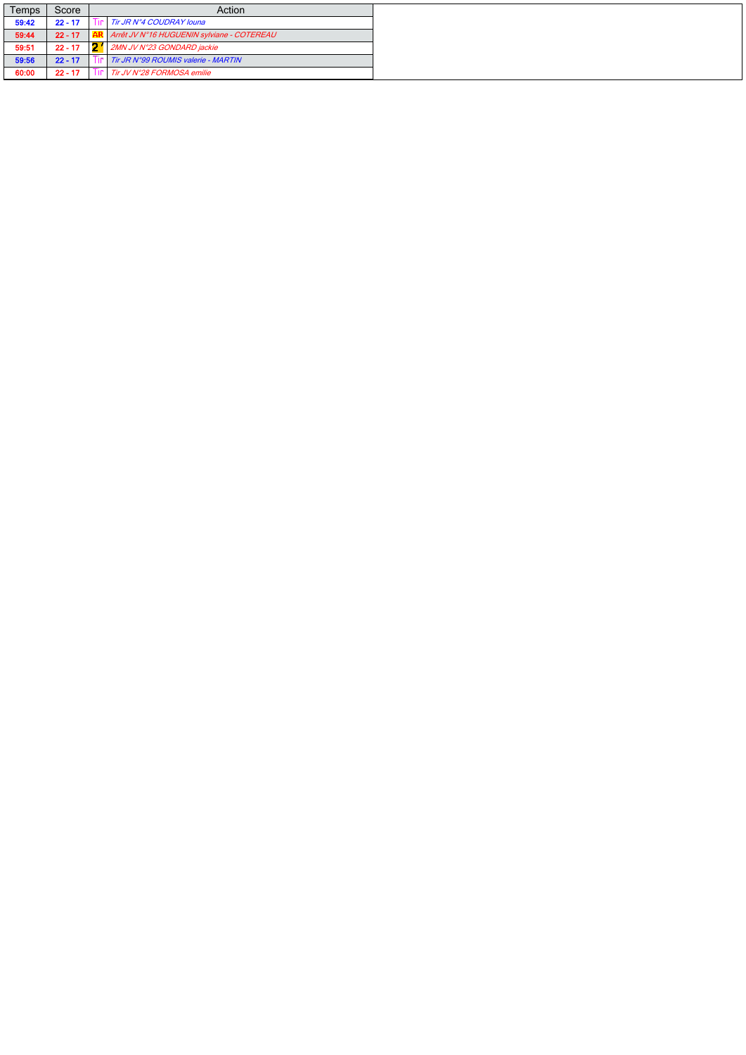| Temps | Score | Action | |
|---|---|---|---|
| **59:42** | **22 - 17** | Tir | *Tir JR N°4 COUDRAY louna* |
| **59:44** | **22 - 17** | **AR** | *Arrêt JV N°16 HUGUENIN sylviane - COTEREAU* |
| **59:51** | **22 - 17** | **2'** | *2MN JV N°23 GONDARD jackie* |
| **59:56** | **22 - 17** | Tir | *Tir JR N°99 ROUMIS valerie - MARTIN* |
| **60:00** | **22 - 17** | Tir | *Tir JV N°28 FORMOSA emilie* |